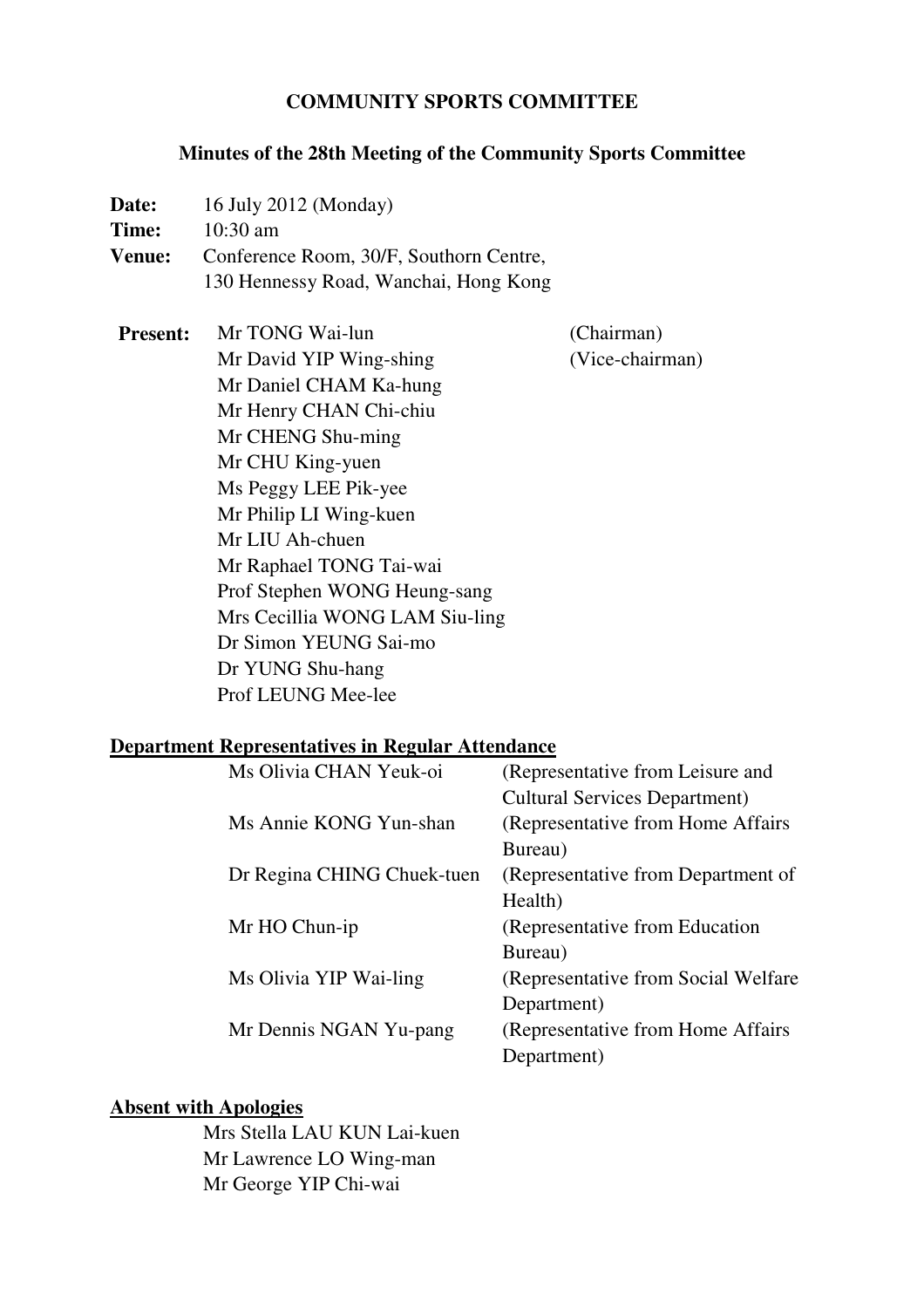# COMMUNITY SPORTS COMMITTEE

## Minutes of the 28th Meeting of the Community Sports Committee

**Date:** 16 July 2012 (Monday)
**Time:** 10:30 am
**Venue:** Conference Room, 30/F, Southorn Centre, 130 Hennessy Road, Wanchai, Hong Kong

**Present:**

| | |
|---|---|
| Mr TONG Wai-lun | (Chairman) |
| Mr David YIP Wing-shing | (Vice-chairman) |
| Mr Daniel CHAM Ka-hung | |
| Mr Henry CHAN Chi-chiu | |
| Mr CHENG Shu-ming | |
| Mr CHU King-yuen | |
| Ms Peggy LEE Pik-yee | |
| Mr Philip LI Wing-kuen | |
| Mr LIU Ah-chuen | |
| Mr Raphael TONG Tai-wai | |
| Prof Stephen WONG Heung-sang | |
| Mrs Cecillia WONG LAM Siu-ling | |
| Dr Simon YEUNG Sai-mo | |
| Dr YUNG Shu-hang | |
| Prof LEUNG Mee-lee | |

**Department Representatives in Regular Attendance**

| | |
|---|---|
| Ms Olivia CHAN Yeuk-oi | (Representative from Leisure and Cultural Services Department) |
| Ms Annie KONG Yun-shan | (Representative from Home Affairs Bureau) |
| Dr Regina CHING Chuek-tuen | (Representative from Department of Health) |
| Mr HO Chun-ip | (Representative from Education Bureau) |
| Ms Olivia YIP Wai-ling | (Representative from Social Welfare Department) |
| Mr Dennis NGAN Yu-pang | (Representative from Home Affairs Department) |

**Absent with Apologies**

Mrs Stella LAU KUN Lai-kuen
Mr Lawrence LO Wing-man
Mr George YIP Chi-wai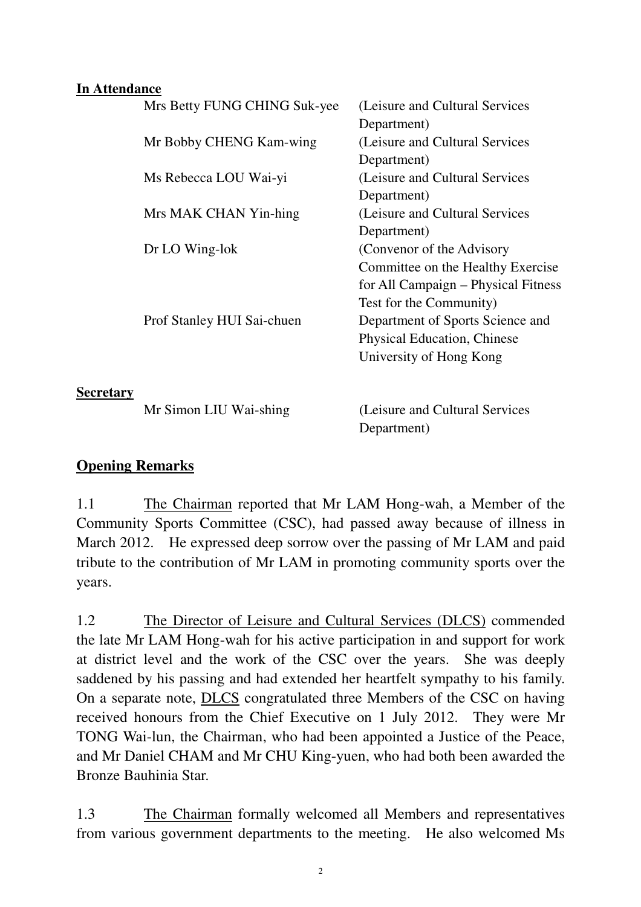**In Attendance**

| | |
|---|---|
| Mrs Betty FUNG CHING Suk-yee | (Leisure and Cultural Services Department) |
| Mr Bobby CHENG Kam-wing | (Leisure and Cultural Services Department) |
| Ms Rebecca LOU Wai-yi | (Leisure and Cultural Services Department) |
| Mrs MAK CHAN Yin-hing | (Leisure and Cultural Services Department) |
| Dr LO Wing-lok | (Convenor of the Advisory Committee on the Healthy Exercise for All Campaign – Physical Fitness Test for the Community) |
| Prof Stanley HUI Sai-chuen | Department of Sports Science and Physical Education, Chinese University of Hong Kong |

**Secretary**

| | |
|---|---|
| Mr Simon LIU Wai-shing | (Leisure and Cultural Services Department) |

## Opening Remarks

1.1 The Chairman reported that Mr LAM Hong-wah, a Member of the Community Sports Committee (CSC), had passed away because of illness in March 2012. He expressed deep sorrow over the passing of Mr LAM and paid tribute to the contribution of Mr LAM in promoting community sports over the years.

1.2 The Director of Leisure and Cultural Services (DLCS) commended the late Mr LAM Hong-wah for his active participation in and support for work at district level and the work of the CSC over the years. She was deeply saddened by his passing and had extended her heartfelt sympathy to his family. On a separate note, DLCS congratulated three Members of the CSC on having received honours from the Chief Executive on 1 July 2012. They were Mr TONG Wai-lun, the Chairman, who had been appointed a Justice of the Peace, and Mr Daniel CHAM and Mr CHU King-yuen, who had both been awarded the Bronze Bauhinia Star.

1.3 The Chairman formally welcomed all Members and representatives from various government departments to the meeting. He also welcomed Ms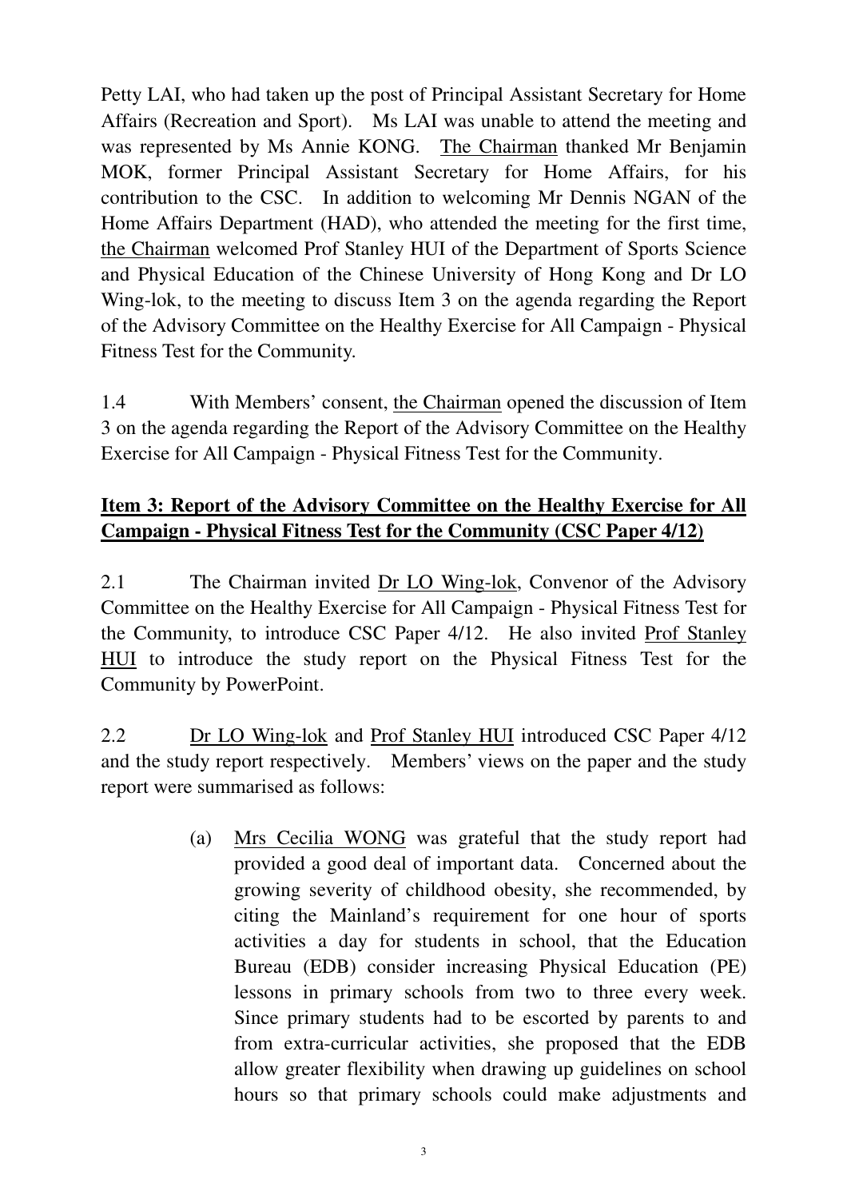Petty LAI, who had taken up the post of Principal Assistant Secretary for Home Affairs (Recreation and Sport). Ms LAI was unable to attend the meeting and was represented by Ms Annie KONG. The Chairman thanked Mr Benjamin MOK, former Principal Assistant Secretary for Home Affairs, for his contribution to the CSC. In addition to welcoming Mr Dennis NGAN of the Home Affairs Department (HAD), who attended the meeting for the first time, the Chairman welcomed Prof Stanley HUI of the Department of Sports Science and Physical Education of the Chinese University of Hong Kong and Dr LO Wing-lok, to the meeting to discuss Item 3 on the agenda regarding the Report of the Advisory Committee on the Healthy Exercise for All Campaign - Physical Fitness Test for the Community.

1.4 With Members' consent, the Chairman opened the discussion of Item 3 on the agenda regarding the Report of the Advisory Committee on the Healthy Exercise for All Campaign - Physical Fitness Test for the Community.

## Item 3: Report of the Advisory Committee on the Healthy Exercise for All Campaign - Physical Fitness Test for the Community (CSC Paper 4/12)

2.1 The Chairman invited Dr LO Wing-lok, Convenor of the Advisory Committee on the Healthy Exercise for All Campaign - Physical Fitness Test for the Community, to introduce CSC Paper 4/12. He also invited Prof Stanley HUI to introduce the study report on the Physical Fitness Test for the Community by PowerPoint.

2.2 Dr LO Wing-lok and Prof Stanley HUI introduced CSC Paper 4/12 and the study report respectively. Members' views on the paper and the study report were summarised as follows:

(a) Mrs Cecilia WONG was grateful that the study report had provided a good deal of important data. Concerned about the growing severity of childhood obesity, she recommended, by citing the Mainland's requirement for one hour of sports activities a day for students in school, that the Education Bureau (EDB) consider increasing Physical Education (PE) lessons in primary schools from two to three every week. Since primary students had to be escorted by parents to and from extra-curricular activities, she proposed that the EDB allow greater flexibility when drawing up guidelines on school hours so that primary schools could make adjustments and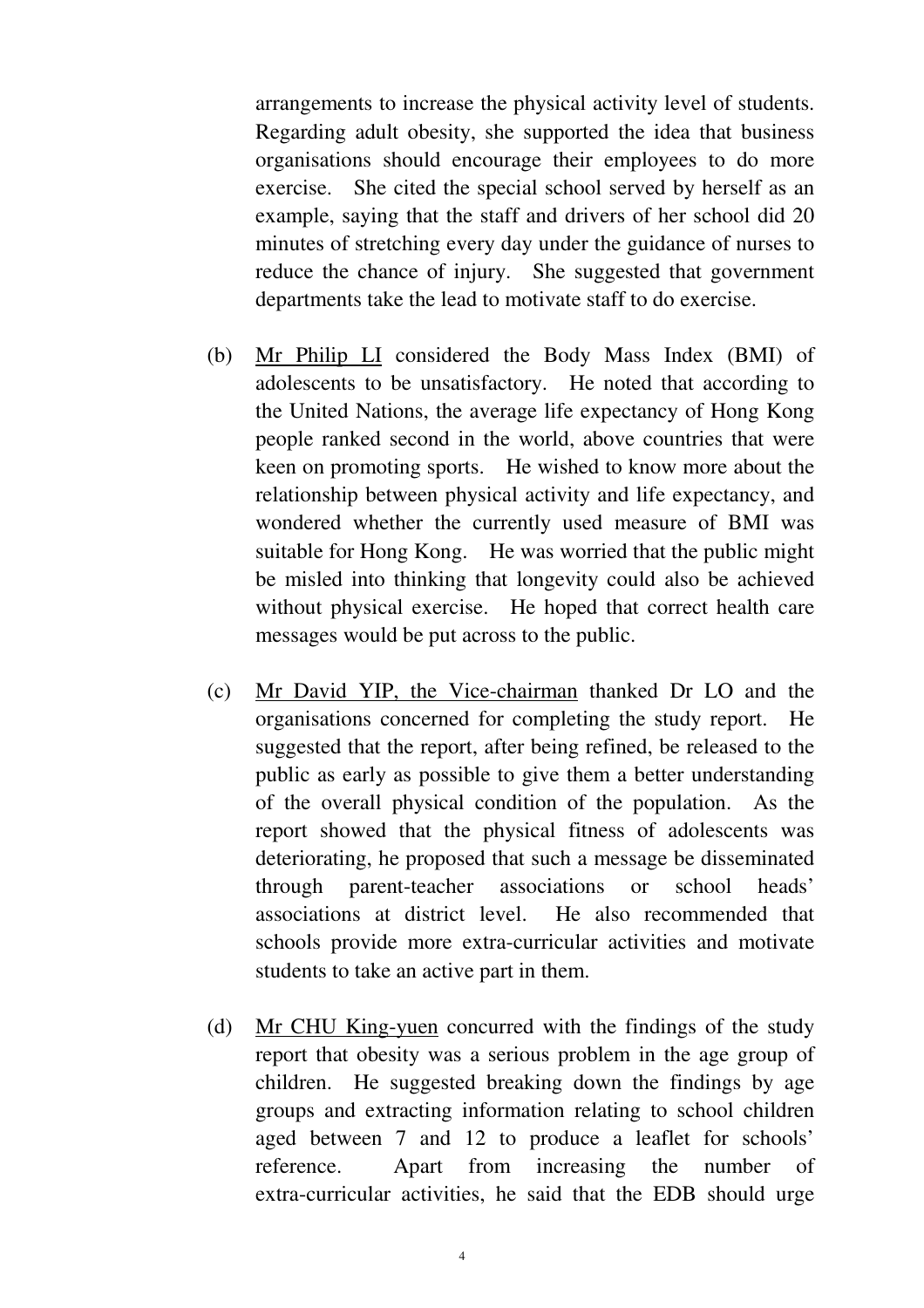arrangements to increase the physical activity level of students. Regarding adult obesity, she supported the idea that business organisations should encourage their employees to do more exercise. She cited the special school served by herself as an example, saying that the staff and drivers of her school did 20 minutes of stretching every day under the guidance of nurses to reduce the chance of injury. She suggested that government departments take the lead to motivate staff to do exercise.

(b) Mr Philip LI considered the Body Mass Index (BMI) of adolescents to be unsatisfactory. He noted that according to the United Nations, the average life expectancy of Hong Kong people ranked second in the world, above countries that were keen on promoting sports. He wished to know more about the relationship between physical activity and life expectancy, and wondered whether the currently used measure of BMI was suitable for Hong Kong. He was worried that the public might be misled into thinking that longevity could also be achieved without physical exercise. He hoped that correct health care messages would be put across to the public.

(c) Mr David YIP, the Vice-chairman thanked Dr LO and the organisations concerned for completing the study report. He suggested that the report, after being refined, be released to the public as early as possible to give them a better understanding of the overall physical condition of the population. As the report showed that the physical fitness of adolescents was deteriorating, he proposed that such a message be disseminated through parent-teacher associations or school heads' associations at district level. He also recommended that schools provide more extra-curricular activities and motivate students to take an active part in them.

(d) Mr CHU King-yuen concurred with the findings of the study report that obesity was a serious problem in the age group of children. He suggested breaking down the findings by age groups and extracting information relating to school children aged between 7 and 12 to produce a leaflet for schools' reference. Apart from increasing the number of extra-curricular activities, he said that the EDB should urge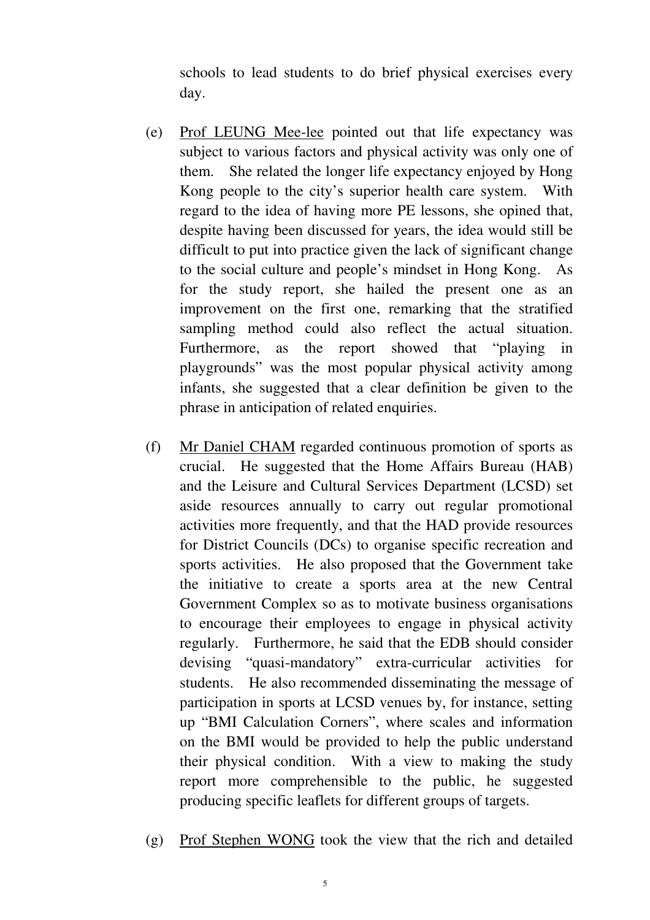schools to lead students to do brief physical exercises every day.

(e) Prof LEUNG Mee-lee pointed out that life expectancy was subject to various factors and physical activity was only one of them. She related the longer life expectancy enjoyed by Hong Kong people to the city's superior health care system. With regard to the idea of having more PE lessons, she opined that, despite having been discussed for years, the idea would still be difficult to put into practice given the lack of significant change to the social culture and people's mindset in Hong Kong. As for the study report, she hailed the present one as an improvement on the first one, remarking that the stratified sampling method could also reflect the actual situation. Furthermore, as the report showed that "playing in playgrounds" was the most popular physical activity among infants, she suggested that a clear definition be given to the phrase in anticipation of related enquiries.

(f) Mr Daniel CHAM regarded continuous promotion of sports as crucial. He suggested that the Home Affairs Bureau (HAB) and the Leisure and Cultural Services Department (LCSD) set aside resources annually to carry out regular promotional activities more frequently, and that the HAD provide resources for District Councils (DCs) to organise specific recreation and sports activities. He also proposed that the Government take the initiative to create a sports area at the new Central Government Complex so as to motivate business organisations to encourage their employees to engage in physical activity regularly. Furthermore, he said that the EDB should consider devising "quasi-mandatory" extra-curricular activities for students. He also recommended disseminating the message of participation in sports at LCSD venues by, for instance, setting up "BMI Calculation Corners", where scales and information on the BMI would be provided to help the public understand their physical condition. With a view to making the study report more comprehensible to the public, he suggested producing specific leaflets for different groups of targets.

(g) Prof Stephen WONG took the view that the rich and detailed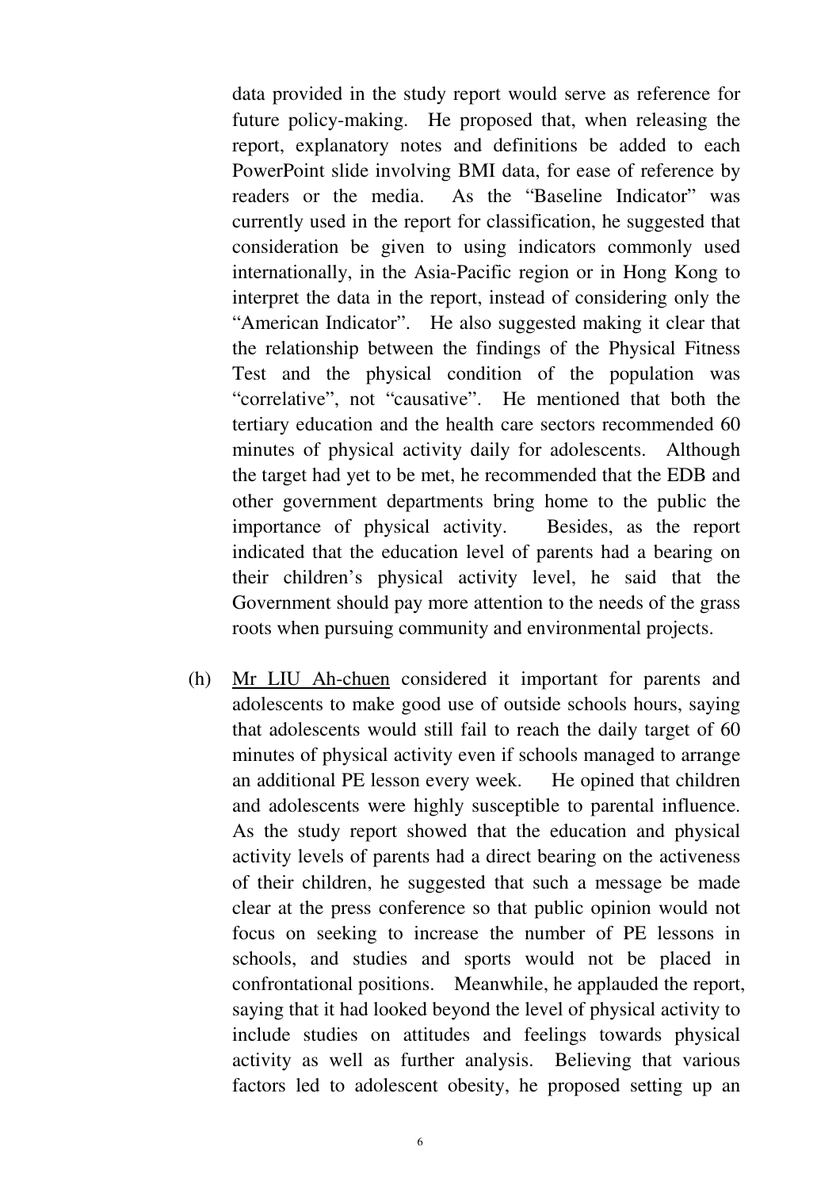data provided in the study report would serve as reference for future policy-making. He proposed that, when releasing the report, explanatory notes and definitions be added to each PowerPoint slide involving BMI data, for ease of reference by readers or the media. As the "Baseline Indicator" was currently used in the report for classification, he suggested that consideration be given to using indicators commonly used internationally, in the Asia-Pacific region or in Hong Kong to interpret the data in the report, instead of considering only the "American Indicator". He also suggested making it clear that the relationship between the findings of the Physical Fitness Test and the physical condition of the population was "correlative", not "causative". He mentioned that both the tertiary education and the health care sectors recommended 60 minutes of physical activity daily for adolescents. Although the target had yet to be met, he recommended that the EDB and other government departments bring home to the public the importance of physical activity. Besides, as the report indicated that the education level of parents had a bearing on their children's physical activity level, he said that the Government should pay more attention to the needs of the grass roots when pursuing community and environmental projects.

(h) Mr LIU Ah-chuen considered it important for parents and adolescents to make good use of outside schools hours, saying that adolescents would still fail to reach the daily target of 60 minutes of physical activity even if schools managed to arrange an additional PE lesson every week. He opined that children and adolescents were highly susceptible to parental influence. As the study report showed that the education and physical activity levels of parents had a direct bearing on the activeness of their children, he suggested that such a message be made clear at the press conference so that public opinion would not focus on seeking to increase the number of PE lessons in schools, and studies and sports would not be placed in confrontational positions. Meanwhile, he applauded the report, saying that it had looked beyond the level of physical activity to include studies on attitudes and feelings towards physical activity as well as further analysis. Believing that various factors led to adolescent obesity, he proposed setting up an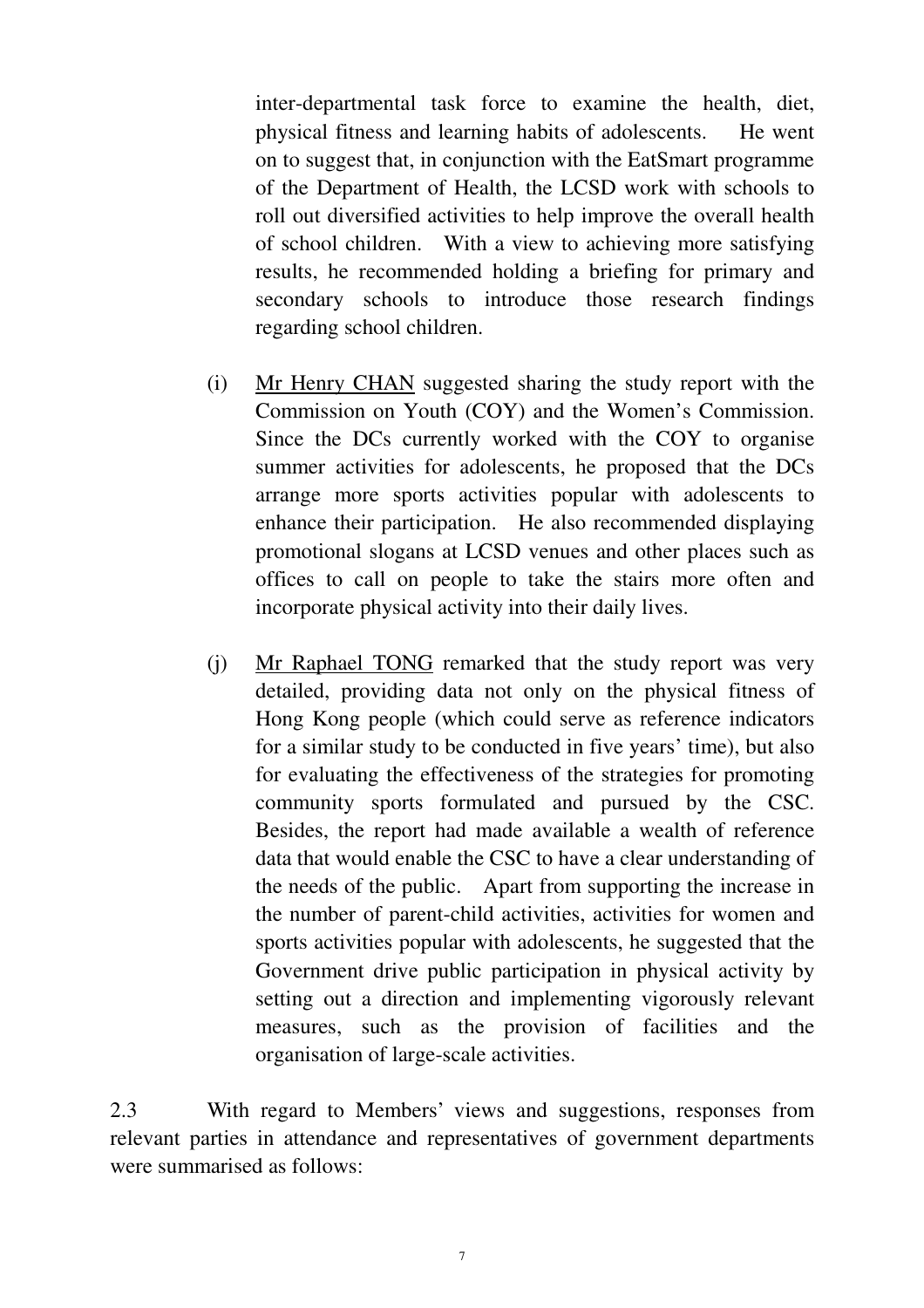inter-departmental task force to examine the health, diet, physical fitness and learning habits of adolescents. He went on to suggest that, in conjunction with the EatSmart programme of the Department of Health, the LCSD work with schools to roll out diversified activities to help improve the overall health of school children. With a view to achieving more satisfying results, he recommended holding a briefing for primary and secondary schools to introduce those research findings regarding school children.

(i) Mr Henry CHAN suggested sharing the study report with the Commission on Youth (COY) and the Women's Commission. Since the DCs currently worked with the COY to organise summer activities for adolescents, he proposed that the DCs arrange more sports activities popular with adolescents to enhance their participation. He also recommended displaying promotional slogans at LCSD venues and other places such as offices to call on people to take the stairs more often and incorporate physical activity into their daily lives.

(j) Mr Raphael TONG remarked that the study report was very detailed, providing data not only on the physical fitness of Hong Kong people (which could serve as reference indicators for a similar study to be conducted in five years' time), but also for evaluating the effectiveness of the strategies for promoting community sports formulated and pursued by the CSC. Besides, the report had made available a wealth of reference data that would enable the CSC to have a clear understanding of the needs of the public. Apart from supporting the increase in the number of parent-child activities, activities for women and sports activities popular with adolescents, he suggested that the Government drive public participation in physical activity by setting out a direction and implementing vigorously relevant measures, such as the provision of facilities and the organisation of large-scale activities.

2.3 With regard to Members' views and suggestions, responses from relevant parties in attendance and representatives of government departments were summarised as follows: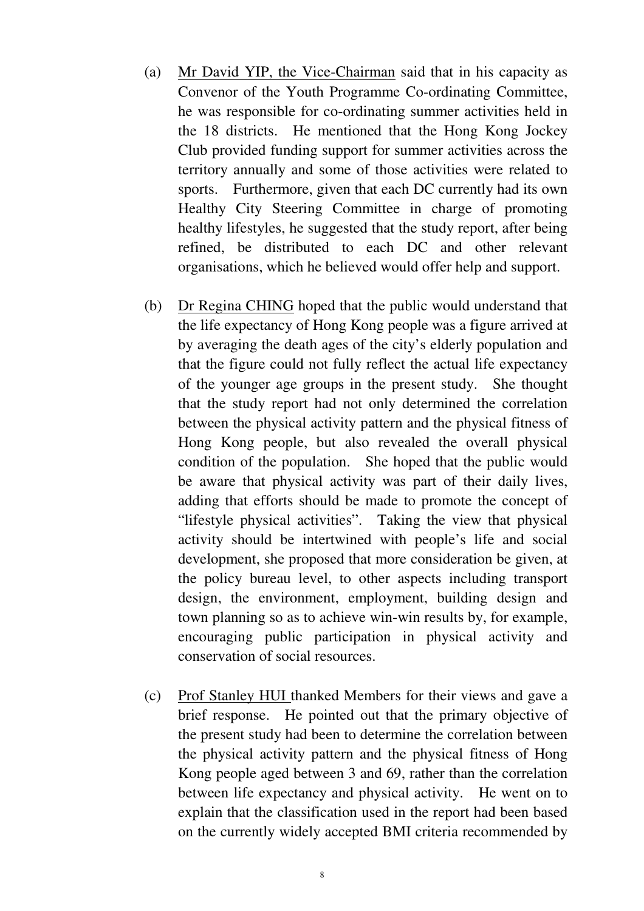(a) Mr David YIP, the Vice-Chairman said that in his capacity as Convenor of the Youth Programme Co-ordinating Committee, he was responsible for co-ordinating summer activities held in the 18 districts. He mentioned that the Hong Kong Jockey Club provided funding support for summer activities across the territory annually and some of those activities were related to sports. Furthermore, given that each DC currently had its own Healthy City Steering Committee in charge of promoting healthy lifestyles, he suggested that the study report, after being refined, be distributed to each DC and other relevant organisations, which he believed would offer help and support.

(b) Dr Regina CHING hoped that the public would understand that the life expectancy of Hong Kong people was a figure arrived at by averaging the death ages of the city's elderly population and that the figure could not fully reflect the actual life expectancy of the younger age groups in the present study. She thought that the study report had not only determined the correlation between the physical activity pattern and the physical fitness of Hong Kong people, but also revealed the overall physical condition of the population. She hoped that the public would be aware that physical activity was part of their daily lives, adding that efforts should be made to promote the concept of "lifestyle physical activities". Taking the view that physical activity should be intertwined with people's life and social development, she proposed that more consideration be given, at the policy bureau level, to other aspects including transport design, the environment, employment, building design and town planning so as to achieve win-win results by, for example, encouraging public participation in physical activity and conservation of social resources.

(c) Prof Stanley HUI thanked Members for their views and gave a brief response. He pointed out that the primary objective of the present study had been to determine the correlation between the physical activity pattern and the physical fitness of Hong Kong people aged between 3 and 69, rather than the correlation between life expectancy and physical activity. He went on to explain that the classification used in the report had been based on the currently widely accepted BMI criteria recommended by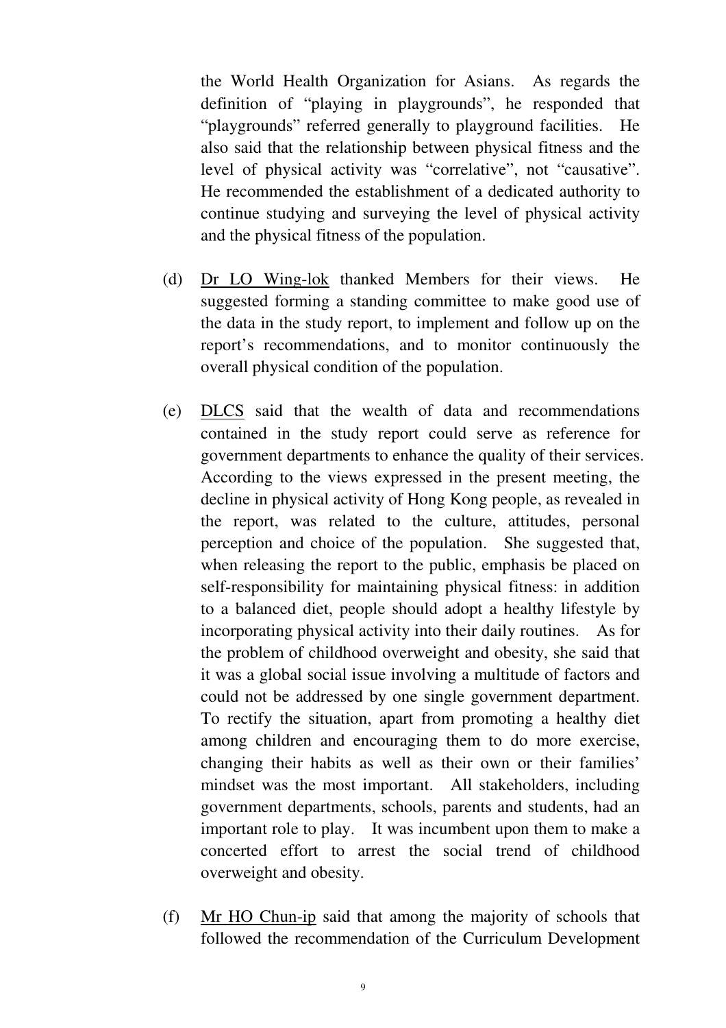the World Health Organization for Asians. As regards the definition of "playing in playgrounds", he responded that "playgrounds" referred generally to playground facilities. He also said that the relationship between physical fitness and the level of physical activity was "correlative", not "causative". He recommended the establishment of a dedicated authority to continue studying and surveying the level of physical activity and the physical fitness of the population.

(d) Dr LO Wing-lok thanked Members for their views. He suggested forming a standing committee to make good use of the data in the study report, to implement and follow up on the report's recommendations, and to monitor continuously the overall physical condition of the population.

(e) DLCS said that the wealth of data and recommendations contained in the study report could serve as reference for government departments to enhance the quality of their services. According to the views expressed in the present meeting, the decline in physical activity of Hong Kong people, as revealed in the report, was related to the culture, attitudes, personal perception and choice of the population. She suggested that, when releasing the report to the public, emphasis be placed on self-responsibility for maintaining physical fitness: in addition to a balanced diet, people should adopt a healthy lifestyle by incorporating physical activity into their daily routines. As for the problem of childhood overweight and obesity, she said that it was a global social issue involving a multitude of factors and could not be addressed by one single government department. To rectify the situation, apart from promoting a healthy diet among children and encouraging them to do more exercise, changing their habits as well as their own or their families' mindset was the most important. All stakeholders, including government departments, schools, parents and students, had an important role to play. It was incumbent upon them to make a concerted effort to arrest the social trend of childhood overweight and obesity.

(f) Mr HO Chun-ip said that among the majority of schools that followed the recommendation of the Curriculum Development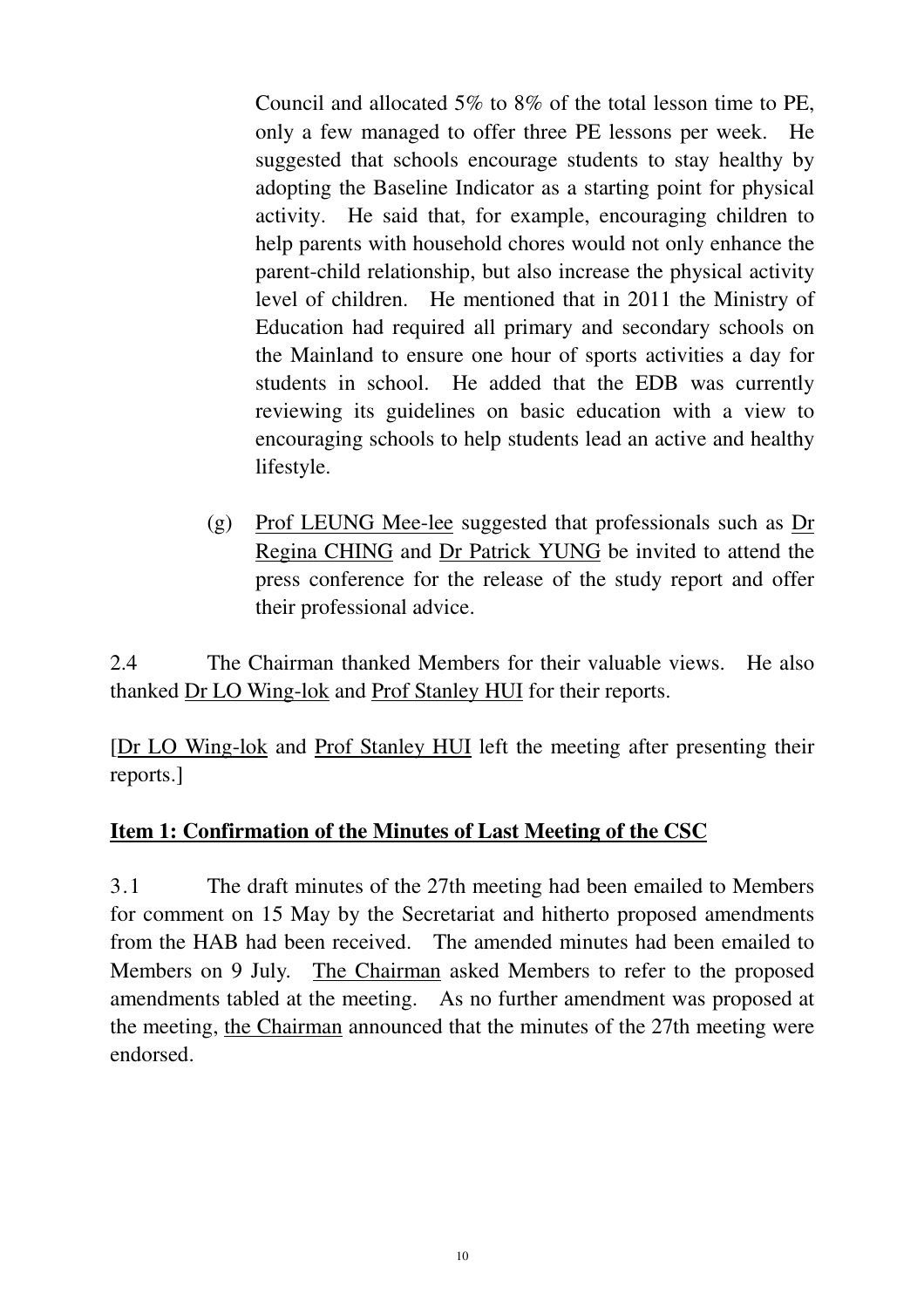Council and allocated 5% to 8% of the total lesson time to PE, only a few managed to offer three PE lessons per week. He suggested that schools encourage students to stay healthy by adopting the Baseline Indicator as a starting point for physical activity. He said that, for example, encouraging children to help parents with household chores would not only enhance the parent-child relationship, but also increase the physical activity level of children. He mentioned that in 2011 the Ministry of Education had required all primary and secondary schools on the Mainland to ensure one hour of sports activities a day for students in school. He added that the EDB was currently reviewing its guidelines on basic education with a view to encouraging schools to help students lead an active and healthy lifestyle.

(g) Prof LEUNG Mee-lee suggested that professionals such as Dr Regina CHING and Dr Patrick YUNG be invited to attend the press conference for the release of the study report and offer their professional advice.

2.4 The Chairman thanked Members for their valuable views. He also thanked Dr LO Wing-lok and Prof Stanley HUI for their reports.

[Dr LO Wing-lok and Prof Stanley HUI left the meeting after presenting their reports.]

**Item 1: Confirmation of the Minutes of Last Meeting of the CSC**

3.1 The draft minutes of the 27th meeting had been emailed to Members for comment on 15 May by the Secretariat and hitherto proposed amendments from the HAB had been received. The amended minutes had been emailed to Members on 9 July. The Chairman asked Members to refer to the proposed amendments tabled at the meeting. As no further amendment was proposed at the meeting, the Chairman announced that the minutes of the 27th meeting were endorsed.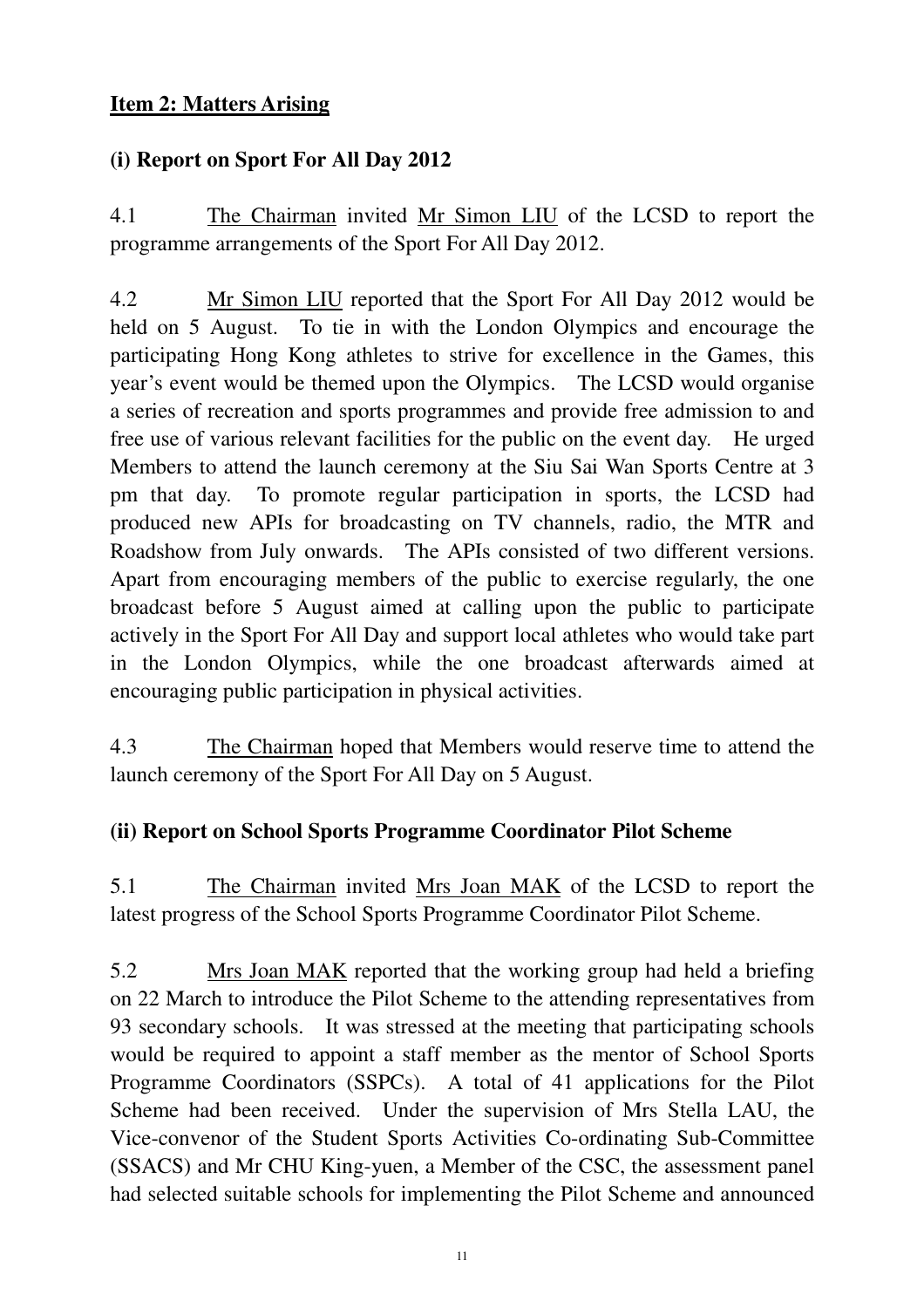## Item 2: Matters Arising

### (i) Report on Sport For All Day 2012

4.1 The Chairman invited Mr Simon LIU of the LCSD to report the programme arrangements of the Sport For All Day 2012.

4.2 Mr Simon LIU reported that the Sport For All Day 2012 would be held on 5 August. To tie in with the London Olympics and encourage the participating Hong Kong athletes to strive for excellence in the Games, this year's event would be themed upon the Olympics. The LCSD would organise a series of recreation and sports programmes and provide free admission to and free use of various relevant facilities for the public on the event day. He urged Members to attend the launch ceremony at the Siu Sai Wan Sports Centre at 3 pm that day. To promote regular participation in sports, the LCSD had produced new APIs for broadcasting on TV channels, radio, the MTR and Roadshow from July onwards. The APIs consisted of two different versions. Apart from encouraging members of the public to exercise regularly, the one broadcast before 5 August aimed at calling upon the public to participate actively in the Sport For All Day and support local athletes who would take part in the London Olympics, while the one broadcast afterwards aimed at encouraging public participation in physical activities.

4.3 The Chairman hoped that Members would reserve time to attend the launch ceremony of the Sport For All Day on 5 August.

### (ii) Report on School Sports Programme Coordinator Pilot Scheme

5.1 The Chairman invited Mrs Joan MAK of the LCSD to report the latest progress of the School Sports Programme Coordinator Pilot Scheme.

5.2 Mrs Joan MAK reported that the working group had held a briefing on 22 March to introduce the Pilot Scheme to the attending representatives from 93 secondary schools. It was stressed at the meeting that participating schools would be required to appoint a staff member as the mentor of School Sports Programme Coordinators (SSPCs). A total of 41 applications for the Pilot Scheme had been received. Under the supervision of Mrs Stella LAU, the Vice-convenor of the Student Sports Activities Co-ordinating Sub-Committee (SSACS) and Mr CHU King-yuen, a Member of the CSC, the assessment panel had selected suitable schools for implementing the Pilot Scheme and announced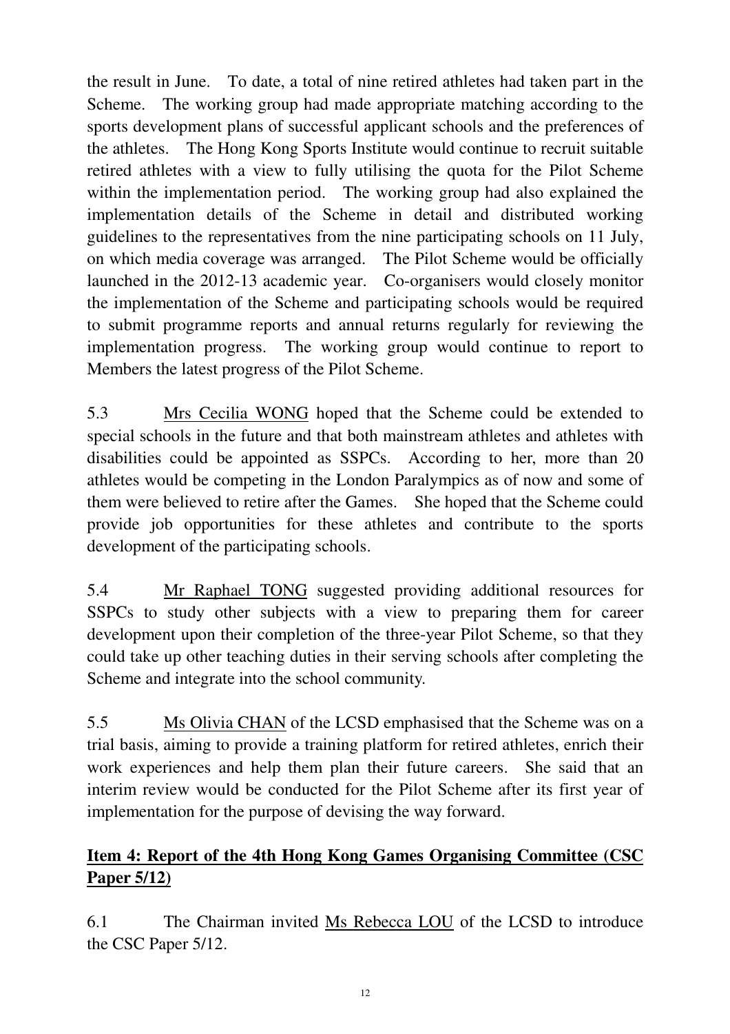the result in June. To date, a total of nine retired athletes had taken part in the Scheme. The working group had made appropriate matching according to the sports development plans of successful applicant schools and the preferences of the athletes. The Hong Kong Sports Institute would continue to recruit suitable retired athletes with a view to fully utilising the quota for the Pilot Scheme within the implementation period. The working group had also explained the implementation details of the Scheme in detail and distributed working guidelines to the representatives from the nine participating schools on 11 July, on which media coverage was arranged. The Pilot Scheme would be officially launched in the 2012-13 academic year. Co-organisers would closely monitor the implementation of the Scheme and participating schools would be required to submit programme reports and annual returns regularly for reviewing the implementation progress. The working group would continue to report to Members the latest progress of the Pilot Scheme.

5.3 Mrs Cecilia WONG hoped that the Scheme could be extended to special schools in the future and that both mainstream athletes and athletes with disabilities could be appointed as SSPCs. According to her, more than 20 athletes would be competing in the London Paralympics as of now and some of them were believed to retire after the Games. She hoped that the Scheme could provide job opportunities for these athletes and contribute to the sports development of the participating schools.

5.4 Mr Raphael TONG suggested providing additional resources for SSPCs to study other subjects with a view to preparing them for career development upon their completion of the three-year Pilot Scheme, so that they could take up other teaching duties in their serving schools after completing the Scheme and integrate into the school community.

5.5 Ms Olivia CHAN of the LCSD emphasised that the Scheme was on a trial basis, aiming to provide a training platform for retired athletes, enrich their work experiences and help them plan their future careers. She said that an interim review would be conducted for the Pilot Scheme after its first year of implementation for the purpose of devising the way forward.

## **Item 4: Report of the 4th Hong Kong Games Organising Committee (CSC Paper 5/12)**

6.1 The Chairman invited Ms Rebecca LOU of the LCSD to introduce the CSC Paper 5/12.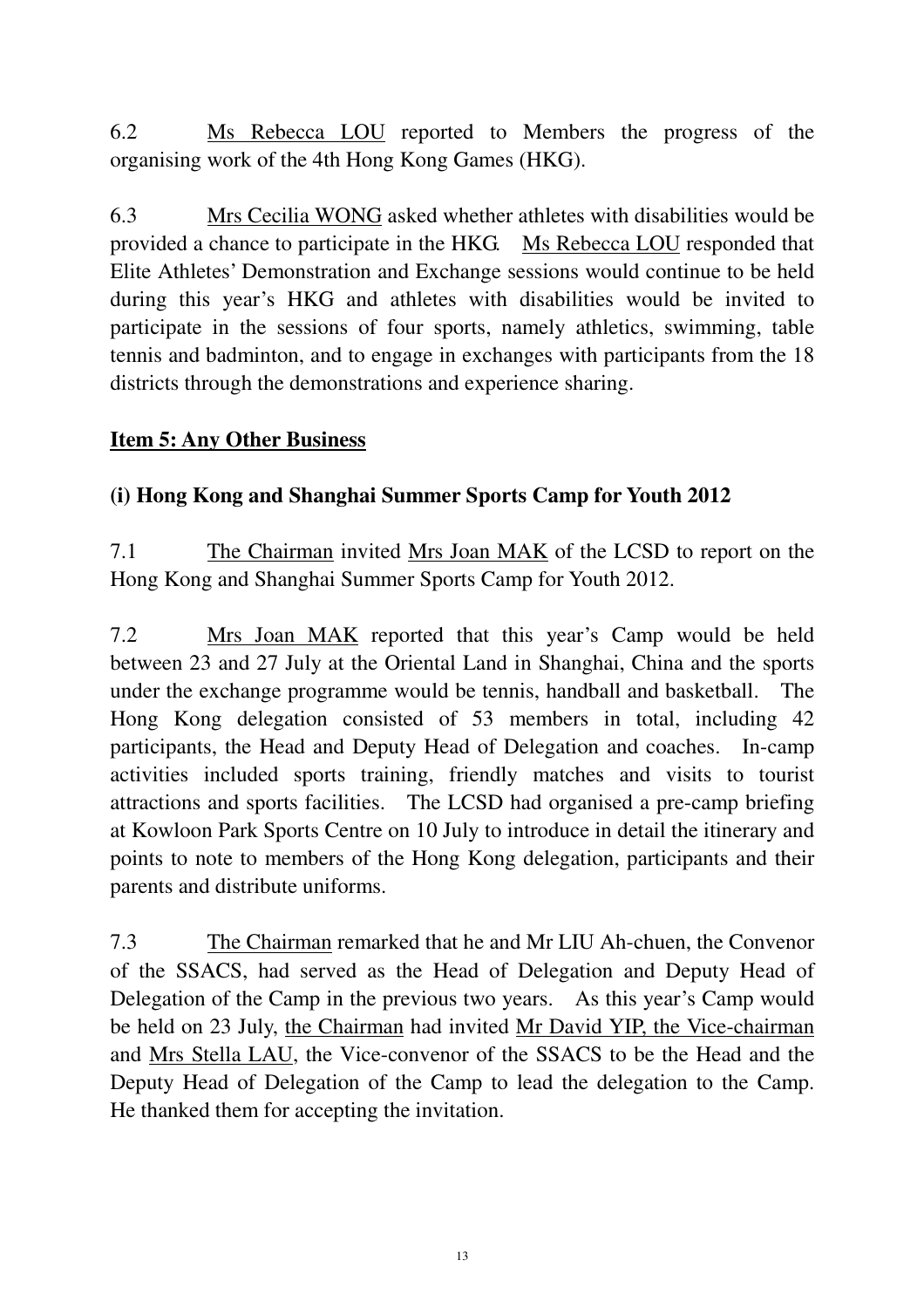6.2 Ms Rebecca LOU reported to Members the progress of the organising work of the 4th Hong Kong Games (HKG).

6.3 Mrs Cecilia WONG asked whether athletes with disabilities would be provided a chance to participate in the HKG. Ms Rebecca LOU responded that Elite Athletes' Demonstration and Exchange sessions would continue to be held during this year's HKG and athletes with disabilities would be invited to participate in the sessions of four sports, namely athletics, swimming, table tennis and badminton, and to engage in exchanges with participants from the 18 districts through the demonstrations and experience sharing.

**Item 5: Any Other Business**

**(i) Hong Kong and Shanghai Summer Sports Camp for Youth 2012**

7.1 The Chairman invited Mrs Joan MAK of the LCSD to report on the Hong Kong and Shanghai Summer Sports Camp for Youth 2012.

7.2 Mrs Joan MAK reported that this year's Camp would be held between 23 and 27 July at the Oriental Land in Shanghai, China and the sports under the exchange programme would be tennis, handball and basketball. The Hong Kong delegation consisted of 53 members in total, including 42 participants, the Head and Deputy Head of Delegation and coaches. In-camp activities included sports training, friendly matches and visits to tourist attractions and sports facilities. The LCSD had organised a pre-camp briefing at Kowloon Park Sports Centre on 10 July to introduce in detail the itinerary and points to note to members of the Hong Kong delegation, participants and their parents and distribute uniforms.

7.3 The Chairman remarked that he and Mr LIU Ah-chuen, the Convenor of the SSACS, had served as the Head of Delegation and Deputy Head of Delegation of the Camp in the previous two years. As this year's Camp would be held on 23 July, the Chairman had invited Mr David YIP, the Vice-chairman and Mrs Stella LAU, the Vice-convenor of the SSACS to be the Head and the Deputy Head of Delegation of the Camp to lead the delegation to the Camp. He thanked them for accepting the invitation.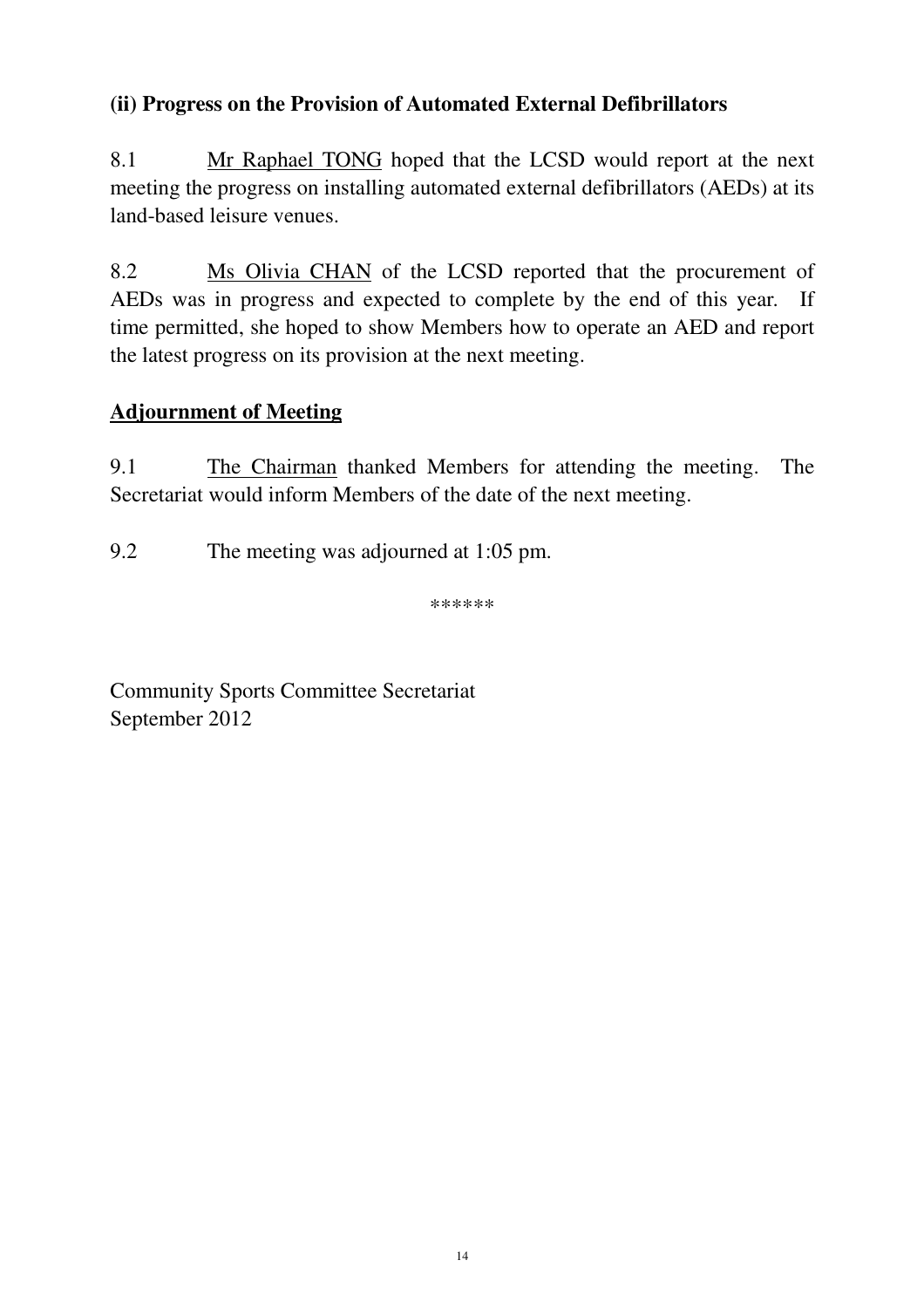**(ii) Progress on the Provision of Automated External Defibrillators**

8.1 Mr Raphael TONG hoped that the LCSD would report at the next meeting the progress on installing automated external defibrillators (AEDs) at its land-based leisure venues.

8.2 Ms Olivia CHAN of the LCSD reported that the procurement of AEDs was in progress and expected to complete by the end of this year. If time permitted, she hoped to show Members how to operate an AED and report the latest progress on its provision at the next meeting.

**Adjournment of Meeting**

9.1 The Chairman thanked Members for attending the meeting. The Secretariat would inform Members of the date of the next meeting.

9.2 The meeting was adjourned at 1:05 pm.

******

Community Sports Committee Secretariat
September 2012